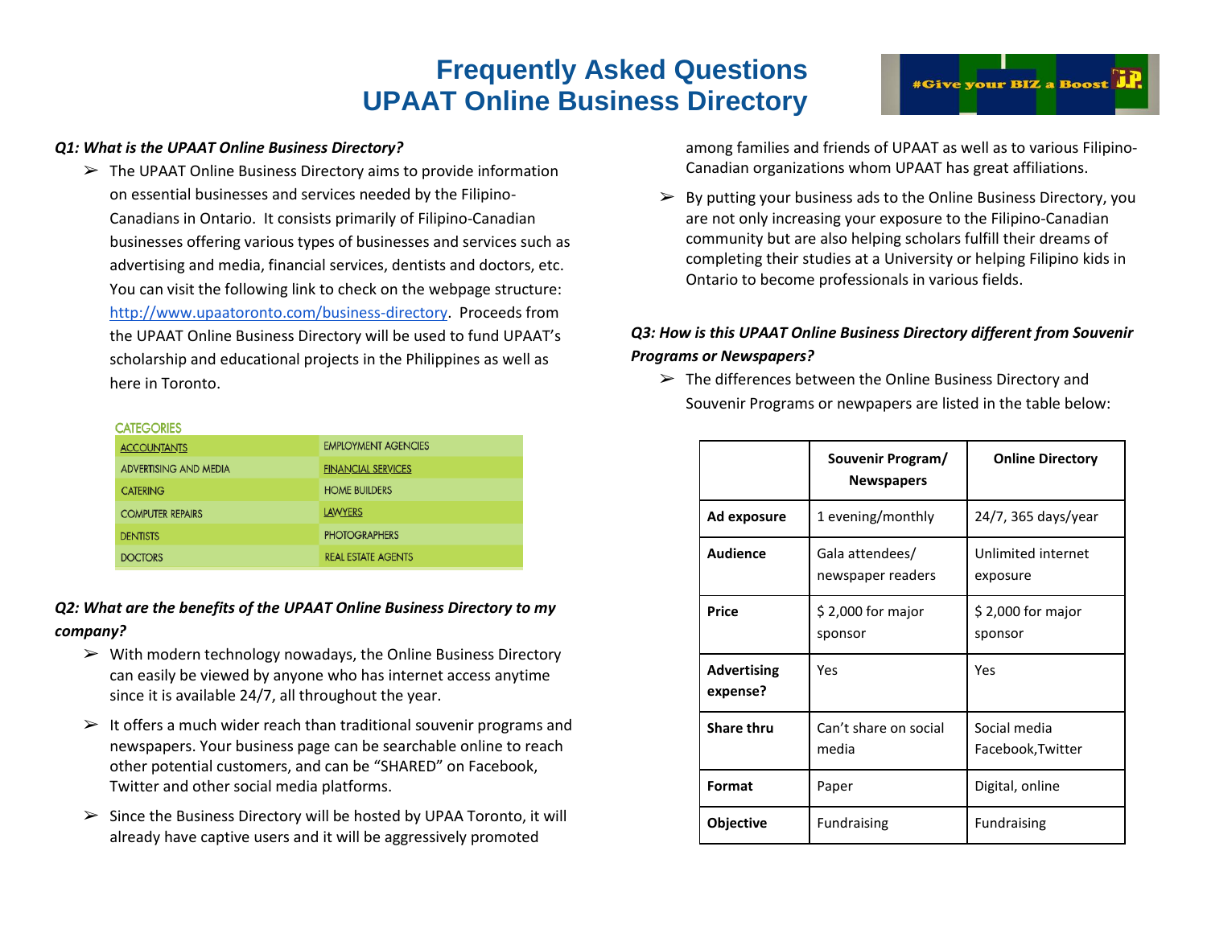# Frequently Asked Questions
# UPAAT Online Business Directory

***Q1: What is the UPAAT Online Business Directory?***

- The UPAAT Online Business Directory aims to provide information on essential businesses and services needed by the Filipino-Canadians in Ontario. It consists primarily of Filipino-Canadian businesses offering various types of businesses and services such as advertising and media, financial services, dentists and doctors, etc. You can visit the following link to check on the webpage structure: http://www.upaatoronto.com/business-directory. Proceeds from the UPAAT Online Business Directory will be used to fund UPAAT's scholarship and educational projects in the Philippines as well as here in Toronto.

CATEGORIES

| | |
|---|---|
| ACCOUNTANTS | EMPLOYMENT AGENCIES |
| ADVERTISING AND MEDIA | FINANCIAL SERVICES |
| CATERING | HOME BUILDERS |
| COMPUTER REPAIRS | LAWYERS |
| DENTISTS | PHOTOGRAPHERS |
| DOCTORS | REAL ESTATE AGENTS |

***Q2: What are the benefits of the UPAAT Online Business Directory to my company?***

- With modern technology nowadays, the Online Business Directory can easily be viewed by anyone who has internet access anytime since it is available 24/7, all throughout the year.
- It offers a much wider reach than traditional souvenir programs and newspapers. Your business page can be searchable online to reach other potential customers, and can be "SHARED" on Facebook, Twitter and other social media platforms.
- Since the Business Directory will be hosted by UPAA Toronto, it will already have captive users and it will be aggressively promoted among families and friends of UPAAT as well as to various Filipino-Canadian organizations whom UPAAT has great affiliations.
- By putting your business ads to the Online Business Directory, you are not only increasing your exposure to the Filipino-Canadian community but are also helping scholars fulfill their dreams of completing their studies at a University or helping Filipino kids in Ontario to become professionals in various fields.

***Q3: How is this UPAAT Online Business Directory different from Souvenir Programs or Newspapers?***

- The differences between the Online Business Directory and Souvenir Programs or newpapers are listed in the table below:

| | Souvenir Program/ Newspapers | Online Directory |
|---|---|---|
| **Ad exposure** | 1 evening/monthly | 24/7, 365 days/year |
| **Audience** | Gala attendees/ newspaper readers | Unlimited internet exposure |
| **Price** | $ 2,000 for major sponsor | $ 2,000 for major sponsor |
| **Advertising expense?** | Yes | Yes |
| **Share thru** | Can't share on social media | Social media Facebook,Twitter |
| **Format** | Paper | Digital, online |
| **Objective** | Fundraising | Fundraising |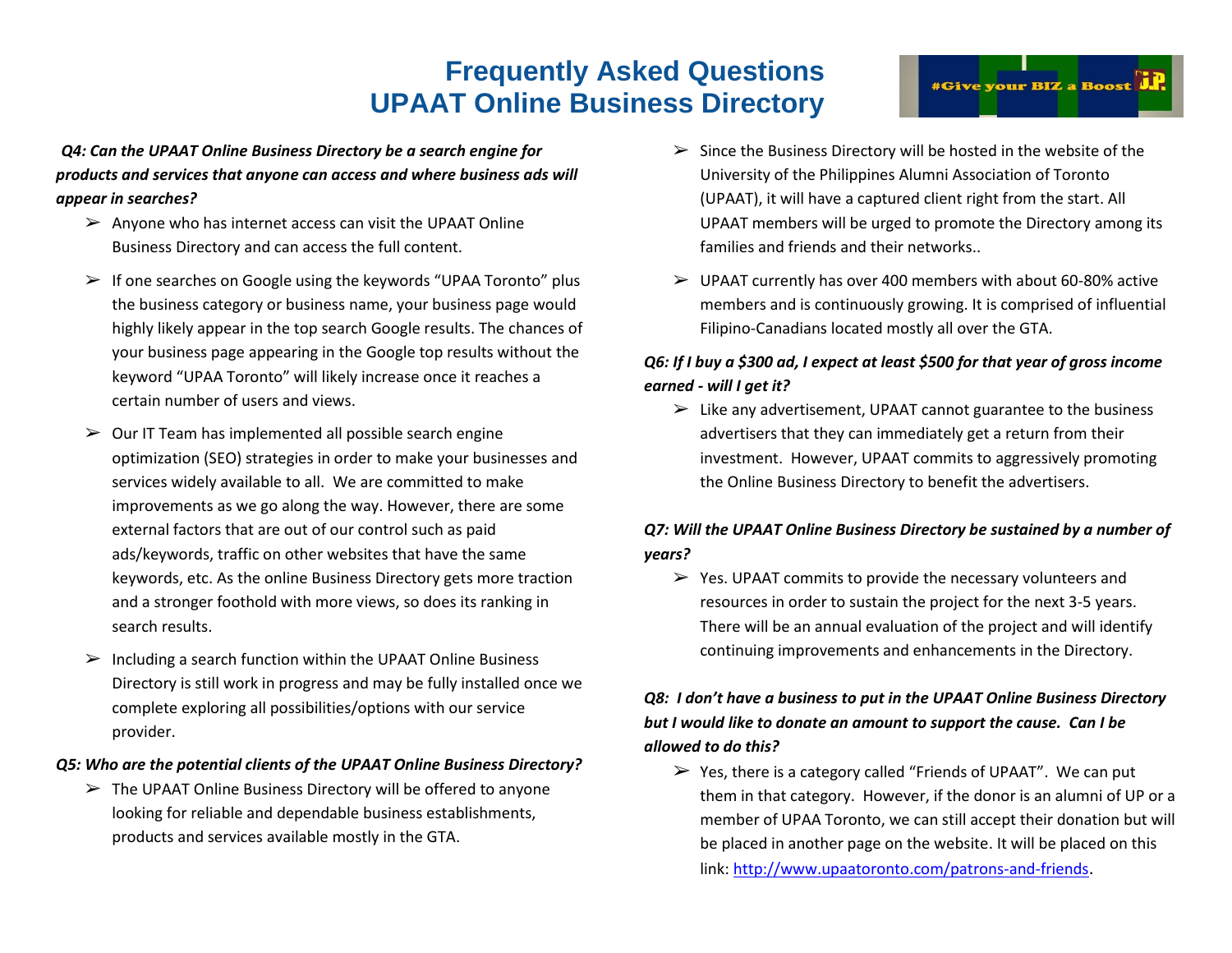# Frequently Asked Questions
# UPAAT Online Business Directory

***Q4: Can the UPAAT Online Business Directory be a search engine for products and services that anyone can access and where business ads will appear in searches?***

- Anyone who has internet access can visit the UPAAT Online Business Directory and can access the full content.
- If one searches on Google using the keywords "UPAA Toronto" plus the business category or business name, your business page would highly likely appear in the top search Google results. The chances of your business page appearing in the Google top results without the keyword "UPAA Toronto" will likely increase once it reaches a certain number of users and views.
- Our IT Team has implemented all possible search engine optimization (SEO) strategies in order to make your businesses and services widely available to all. We are committed to make improvements as we go along the way. However, there are some external factors that are out of our control such as paid ads/keywords, traffic on other websites that have the same keywords, etc. As the online Business Directory gets more traction and a stronger foothold with more views, so does its ranking in search results.
- Including a search function within the UPAAT Online Business Directory is still work in progress and may be fully installed once we complete exploring all possibilities/options with our service provider.

***Q5: Who are the potential clients of the UPAAT Online Business Directory?***

- The UPAAT Online Business Directory will be offered to anyone looking for reliable and dependable business establishments, products and services available mostly in the GTA.
- Since the Business Directory will be hosted in the website of the University of the Philippines Alumni Association of Toronto (UPAAT), it will have a captured client right from the start. All UPAAT members will be urged to promote the Directory among its families and friends and their networks..
- UPAAT currently has over 400 members with about 60-80% active members and is continuously growing. It is comprised of influential Filipino-Canadians located mostly all over the GTA.

***Q6: If I buy a $300 ad, I expect at least $500 for that year of gross income earned - will I get it?***

- Like any advertisement, UPAAT cannot guarantee to the business advertisers that they can immediately get a return from their investment. However, UPAAT commits to aggressively promoting the Online Business Directory to benefit the advertisers.

***Q7: Will the UPAAT Online Business Directory be sustained by a number of years?***

- Yes. UPAAT commits to provide the necessary volunteers and resources in order to sustain the project for the next 3-5 years. There will be an annual evaluation of the project and will identify continuing improvements and enhancements in the Directory.

***Q8: I don't have a business to put in the UPAAT Online Business Directory but I would like to donate an amount to support the cause. Can I be allowed to do this?***

- Yes, there is a category called "Friends of UPAAT". We can put them in that category. However, if the donor is an alumni of UP or a member of UPAA Toronto, we can still accept their donation but will be placed in another page on the website. It will be placed on this link: [http://www.upaatoronto.com/patrons-and-friends](http://www.upaatoronto.com/patrons-and-friends).